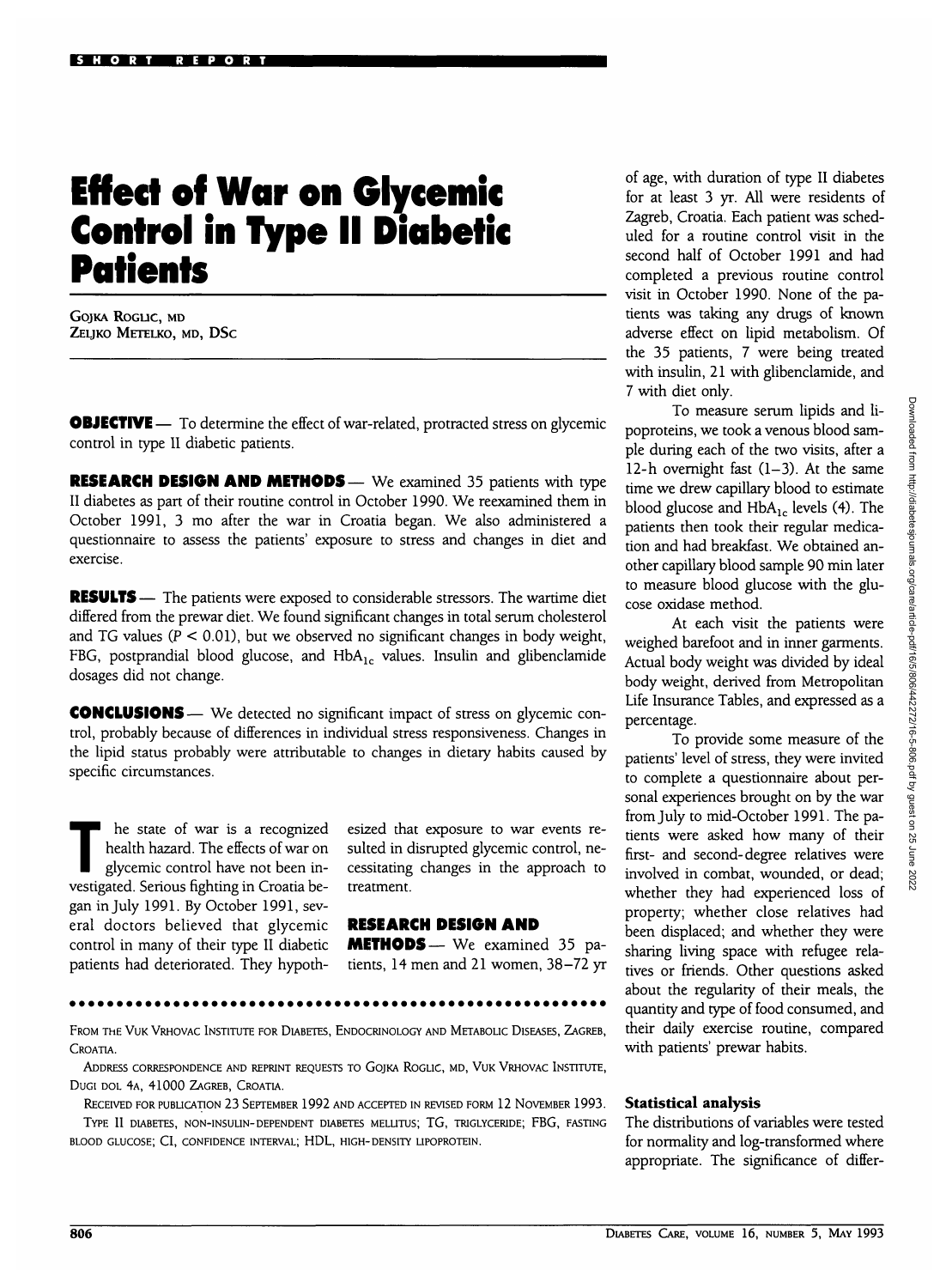SHORT REPORT

# Effect of War on Glycemic Control in Type II Diabetic Patients

GOJKA ROGLIC, MD
ZELJKO METELKO, MD, DSC

**OBJECTIVE** — To determine the effect of war-related, protracted stress on glycemic control in type II diabetic patients.

**RESEARCH DESIGN AND METHODS** — We examined 35 patients with type II diabetes as part of their routine control in October 1990. We reexamined them in October 1991, 3 mo after the war in Croatia began. We also administered a questionnaire to assess the patients' exposure to stress and changes in diet and exercise.

**RESULTS** — The patients were exposed to considerable stressors. The wartime diet differed from the prewar diet. We found significant changes in total serum cholesterol and TG values ($P < 0.01$), but we observed no significant changes in body weight, FBG, postprandial blood glucose, and $HbA_{1c}$ values. Insulin and glibenclamide dosages did not change.

**CONCLUSIONS** — We detected no significant impact of stress on glycemic control, probably because of differences in individual stress responsiveness. Changes in the lipid status probably were attributable to changes in dietary habits caused by specific circumstances.

The state of war is a recognized health hazard. The effects of war on glycemic control have not been investigated. Serious fighting in Croatia began in July 1991. By October 1991, several doctors believed that glycemic control in many of their type II diabetic patients had deteriorated. They hypothesized that exposure to war events resulted in disrupted glycemic control, necessitating changes in the approach to treatment.

## RESEARCH DESIGN AND METHODS

We examined 35 patients, 14 men and 21 women, 38–72 yr of age, with duration of type II diabetes for at least 3 yr. All were residents of Zagreb, Croatia. Each patient was scheduled for a routine control visit in the second half of October 1991 and had completed a previous routine control visit in October 1990. None of the patients was taking any drugs of known adverse effect on lipid metabolism. Of the 35 patients, 7 were being treated with insulin, 21 with glibenclamide, and 7 with diet only.

To measure serum lipids and lipoproteins, we took a venous blood sample during each of the two visits, after a 12-h overnight fast (1–3). At the same time we drew capillary blood to estimate blood glucose and $HbA_{1c}$ levels (4). The patients then took their regular medication and had breakfast. We obtained another capillary blood sample 90 min later to measure blood glucose with the glucose oxidase method.

At each visit the patients were weighed barefoot and in inner garments. Actual body weight was divided by ideal body weight, derived from Metropolitan Life Insurance Tables, and expressed as a percentage.

To provide some measure of the patients' level of stress, they were invited to complete a questionnaire about personal experiences brought on by the war from July to mid-October 1991. The patients were asked how many of their first- and second-degree relatives were involved in combat, wounded, or dead; whether they had experienced loss of property; whether close relatives had been displaced; and whether they were sharing living space with refugee relatives or friends. Other questions asked about the regularity of their meals, the quantity and type of food consumed, and their daily exercise routine, compared with patients' prewar habits.

### Statistical analysis

The distributions of variables were tested for normality and log-transformed where appropriate. The significance of differ-

FROM THE VUK VRHOVAC INSTITUTE FOR DIABETES, ENDOCRINOLOGY AND METABOLIC DISEASES, ZAGREB, CROATIA.

ADDRESS CORRESPONDENCE AND REPRINT REQUESTS TO GOJKA ROGLIC, MD, VUK VRHOVAC INSTITUTE, DUGI DOL 4A, 41000 ZAGREB, CROATIA.

RECEIVED FOR PUBLICATION 23 SEPTEMBER 1992 AND ACCEPTED IN REVISED FORM 12 NOVEMBER 1993.

TYPE II DIABETES, NON-INSULIN-DEPENDENT DIABETES MELLITUS; TG, TRIGLYCERIDE; FBG, FASTING BLOOD GLUCOSE; CI, CONFIDENCE INTERVAL; HDL, HIGH-DENSITY LIPOPROTEIN.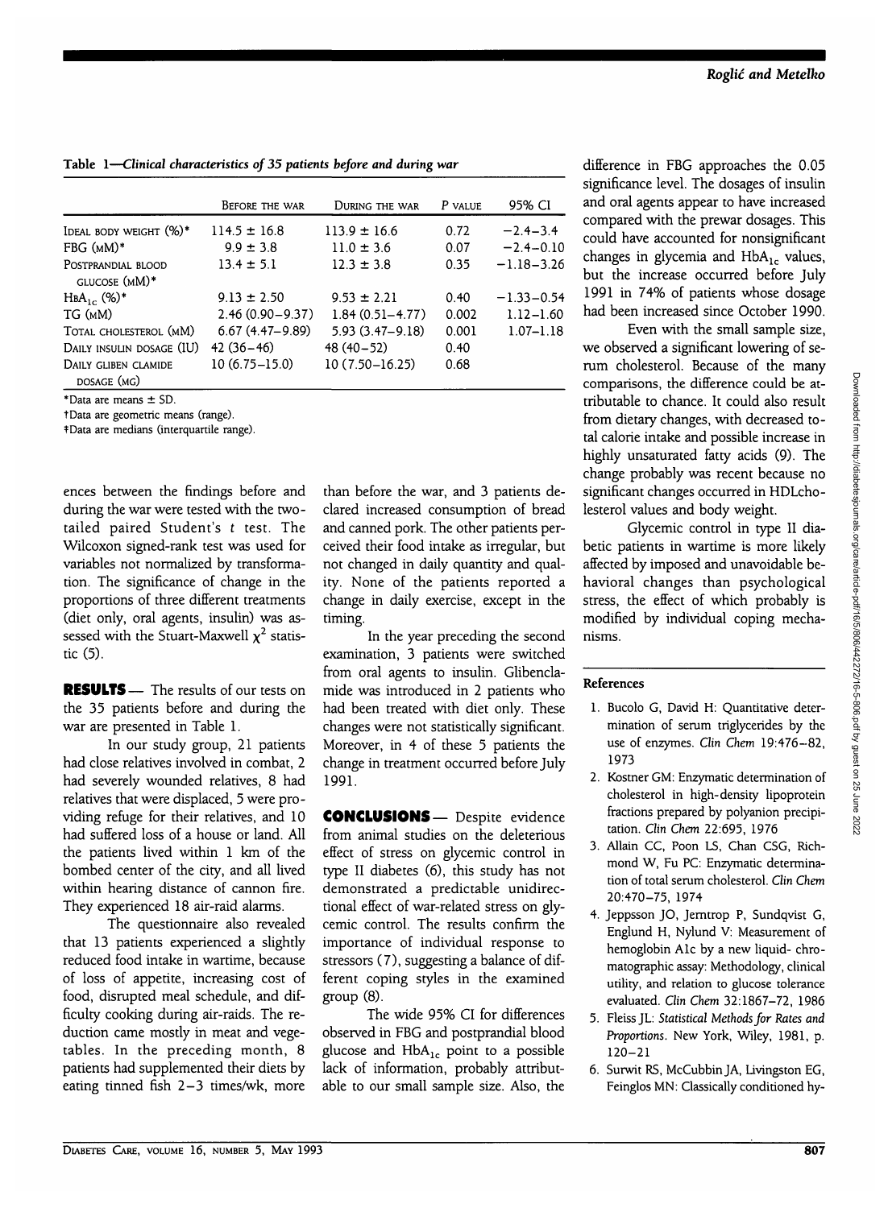**Table 1—*Clinical characteristics of 35 patients before and during war***

| | Before the war | During the war | P value | 95% CI |
|---|---|---|---|---|
| Ideal body weight (%)* | 114.5 ± 16.8 | 113.9 ± 16.6 | 0.72 | −2.4–3.4 |
| FBG (mM)* | 9.9 ± 3.8 | 11.0 ± 3.6 | 0.07 | −2.4–0.10 |
| Postprandial blood glucose (mM)* | 13.4 ± 5.1 | 12.3 ± 3.8 | 0.35 | −1.18–3.26 |
| $HbA_{1c}$ (%)* | 9.13 ± 2.50 | 9.53 ± 2.21 | 0.40 | −1.33–0.54 |
| TG (mM) | 2.46 (0.90–9.37) | 1.84 (0.51–4.77) | 0.002 | 1.12–1.60 |
| Total cholesterol (mM) | 6.67 (4.47–9.89) | 5.93 (3.47–9.18) | 0.001 | 1.07–1.18 |
| Daily insulin dosage (IU) | 42 (36–46) | 48 (40–52) | 0.40 | |
| Daily gliben clamide dosage (mg) | 10 (6.75–15.0) | 10 (7.50–16.25) | 0.68 | |

*Data are means ± SD.

†Data are geometric means (range).

‡Data are medians (interquartile range).

ences between the findings before and during the war were tested with the two-tailed paired Student's *t* test. The Wilcoxon signed-rank test was used for variables not normalized by transformation. The significance of change in the proportions of three different treatments (diet only, oral agents, insulin) was assessed with the Stuart-Maxwell $\chi^2$ statistic (5).

**RESULTS** — The results of our tests on the 35 patients before and during the war are presented in Table 1.

In our study group, 21 patients had close relatives involved in combat, 2 had severely wounded relatives, 8 had relatives that were displaced, 5 were providing refuge for their relatives, and 10 had suffered loss of a house or land. All the patients lived within 1 km of the bombed center of the city, and all lived within hearing distance of cannon fire. They experienced 18 air-raid alarms.

The questionnaire also revealed that 13 patients experienced a slightly reduced food intake in wartime, because of loss of appetite, increasing cost of food, disrupted meal schedule, and difficulty cooking during air-raids. The reduction came mostly in meat and vegetables. In the preceding month, 8 patients had supplemented their diets by eating tinned fish 2–3 times/wk, more than before the war, and 3 patients declared increased consumption of bread and canned pork. The other patients perceived their food intake as irregular, but not changed in daily quantity and quality. None of the patients reported a change in daily exercise, except in the timing.

In the year preceding the second examination, 3 patients were switched from oral agents to insulin. Glibenclamide was introduced in 2 patients who had been treated with diet only. These changes were not statistically significant. Moreover, in 4 of these 5 patients the change in treatment occurred before July 1991.

**CONCLUSIONS** — Despite evidence from animal studies on the deleterious effect of stress on glycemic control in type II diabetes (6), this study has not demonstrated a predictable unidirectional effect of war-related stress on glycemic control. The results confirm the importance of individual response to stressors (7), suggesting a balance of different coping styles in the examined group (8).

The wide 95% CI for differences observed in FBG and postprandial blood glucose and $HbA_{1c}$ point to a possible lack of information, probably attributable to our small sample size. Also, the difference in FBG approaches the 0.05 significance level. The dosages of insulin and oral agents appear to have increased compared with the prewar dosages. This could have accounted for nonsignificant changes in glycemia and $HbA_{1c}$ values, but the increase occurred before July 1991 in 74% of patients whose dosage had been increased since October 1990.

Even with the small sample size, we observed a significant lowering of serum cholesterol. Because of the many comparisons, the difference could be attributable to chance. It could also result from dietary changes, with decreased total calorie intake and possible increase in highly unsaturated fatty acids (9). The change probably was recent because no significant changes occurred in HDLcholesterol values and body weight.

Glycemic control in type II diabetic patients in wartime is more likely affected by imposed and unavoidable behavioral changes than psychological stress, the effect of which probably is modified by individual coping mechanisms.

## References

1. Bucolo G, David H: Quantitative determination of serum triglycerides by the use of enzymes. *Clin Chem* 19:476–82, 1973
2. Kostner GM: Enzymatic determination of cholesterol in high-density lipoprotein fractions prepared by polyanion precipitation. *Clin Chem* 22:695, 1976
3. Allain CC, Poon LS, Chan CSG, Richmond W, Fu PC: Enzymatic determination of total serum cholesterol. *Clin Chem* 20:470–75, 1974
4. Jeppsson JO, Jerntrop P, Sundqvist G, Englund H, Nylund V: Measurement of hemoglobin A1c by a new liquid- chromatographic assay: Methodology, clinical utility, and relation to glucose tolerance evaluated. *Clin Chem* 32:1867–72, 1986
5. Fleiss JL: *Statistical Methods for Rates and Proportions*. New York, Wiley, 1981, p. 120–21
6. Surwit RS, McCubbin JA, Livingston EG, Feinglos MN: Classically conditioned hy-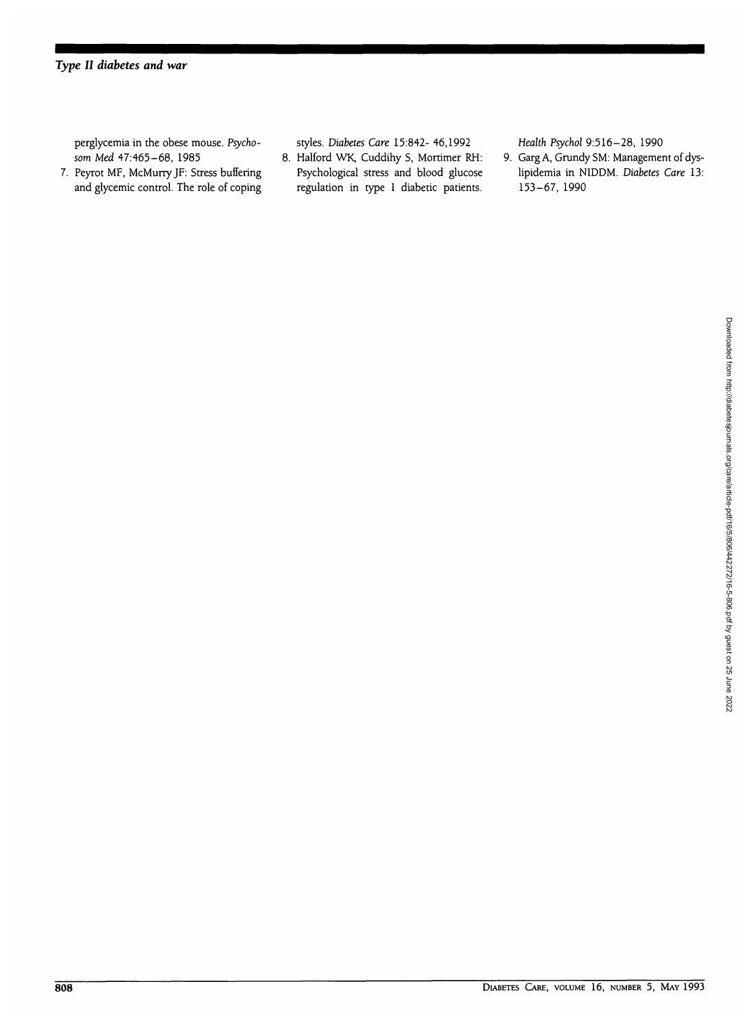perglycemia in the obese mouse. *Psychosom Med* 47:465–68, 1985

7. Peyrot MF, McMurry JF: Stress buffering and glycemic control. The role of coping styles. *Diabetes Care* 15:842- 46,1992
8. Halford WK, Cuddihy S, Mortimer RH: Psychological stress and blood glucose regulation in type I diabetic patients. *Health Psychol* 9:516–28, 1990
9. Garg A, Grundy SM: Management of dyslipidemia in NIDDM. *Diabetes Care* 13: 153–67, 1990